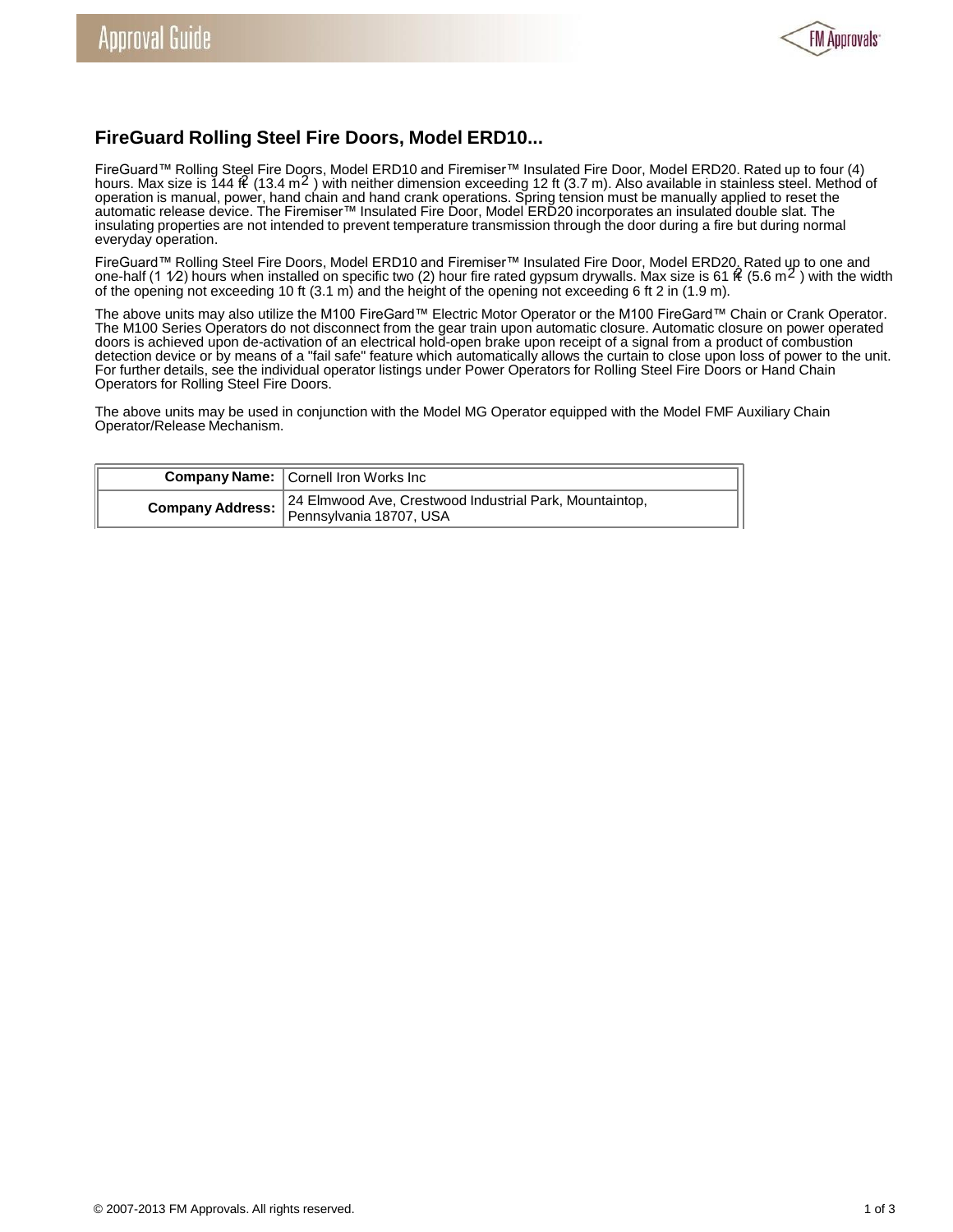# FireGuard Rolling Steel Fire Doors, Model ERD10...

FireGuard™ Rolling Steel Fire Doors, Model ERD10 and Firemiser™ Insulated Fire Door, Model ERD20. Rated up to four (4) hours. Max size is 144 $ft^2$ (13.4 $m^2$ ) with neither dimension exceeding 12 ft (3.7 m). Also available in stainless steel. Method of operation is manual, power, hand chain and hand crank operations. Spring tension must be manually applied to reset the automatic release device. The Firemiser™ Insulated Fire Door, Model ERD20 incorporates an insulated double slat. The insulating properties are not intended to prevent temperature transmission through the door during a fire but during normal everyday operation.

FireGuard™ Rolling Steel Fire Doors, Model ERD10 and Firemiser™ Insulated Fire Door, Model ERD20. Rated up to one and one-half (1 1⁄2) hours when installed on specific two (2) hour fire rated gypsum drywalls. Max size is 61 $ft^2$ (5.6 $m^2$ ) with the width of the opening not exceeding 10 ft (3.1 m) and the height of the opening not exceeding 6 ft 2 in (1.9 m).

The above units may also utilize the M100 FireGard™ Electric Motor Operator or the M100 FireGard™ Chain or Crank Operator. The M100 Series Operators do not disconnect from the gear train upon automatic closure. Automatic closure on power operated doors is achieved upon de-activation of an electrical hold-open brake upon receipt of a signal from a product of combustion detection device or by means of a "fail safe" feature which automatically allows the curtain to close upon loss of power to the unit. For further details, see the individual operator listings under Power Operators for Rolling Steel Fire Doors or Hand Chain Operators for Rolling Steel Fire Doors.

The above units may be used in conjunction with the Model MG Operator equipped with the Model FMF Auxiliary Chain Operator/Release Mechanism.

| | |
|---|---|
| **Company Name:** | Cornell Iron Works Inc |
| **Company Address:** | 24 Elmwood Ave, Crestwood Industrial Park, Mountaintop, Pennsylvania 18707, USA |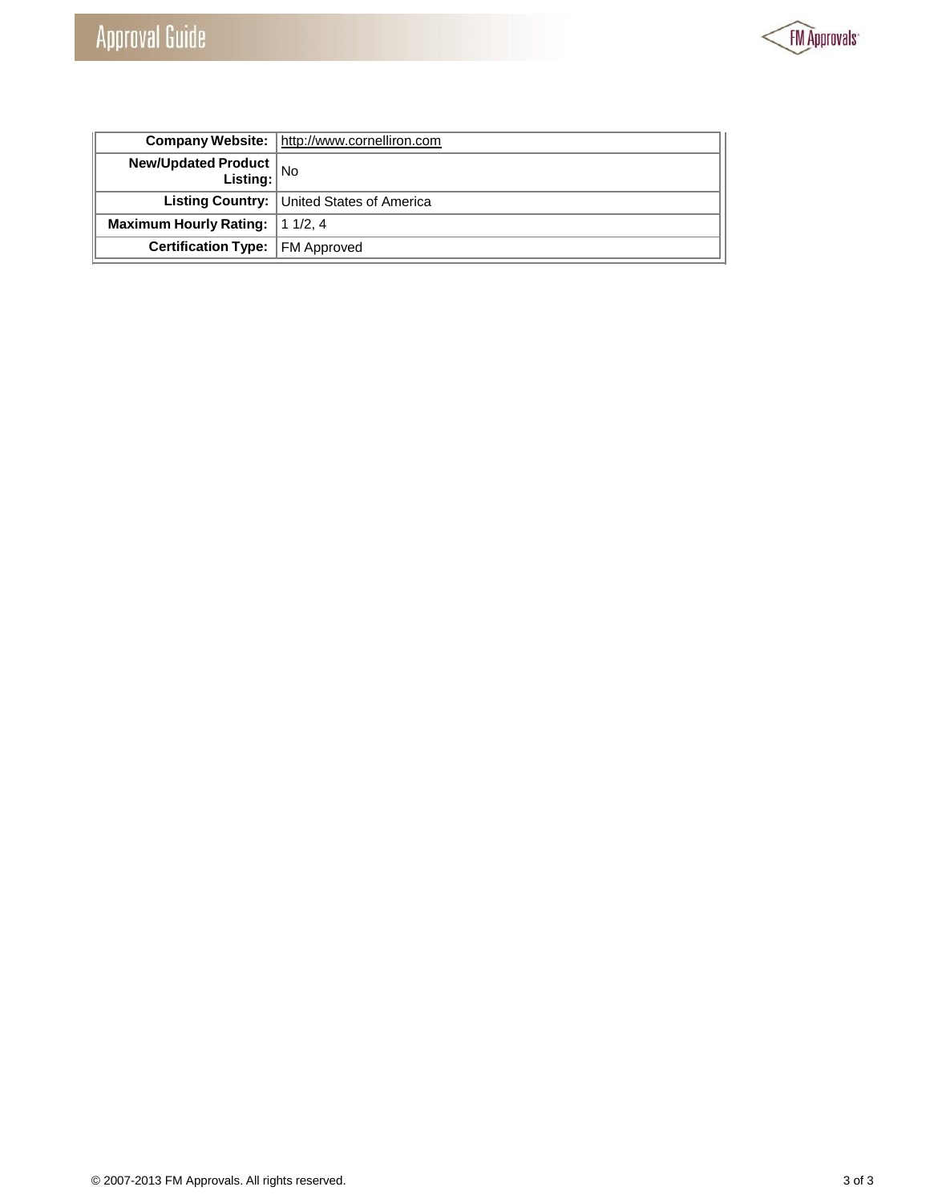| | |
|---|---|
| **Company Website:** | http://www.cornelliron.com |
| **New/Updated Product Listing:** | No |
| **Listing Country:** | United States of America |
| **Maximum Hourly Rating:** | 1 1/2, 4 |
| **Certification Type:** | FM Approved |

© 2007-2013 FM Approvals. All rights reserved.